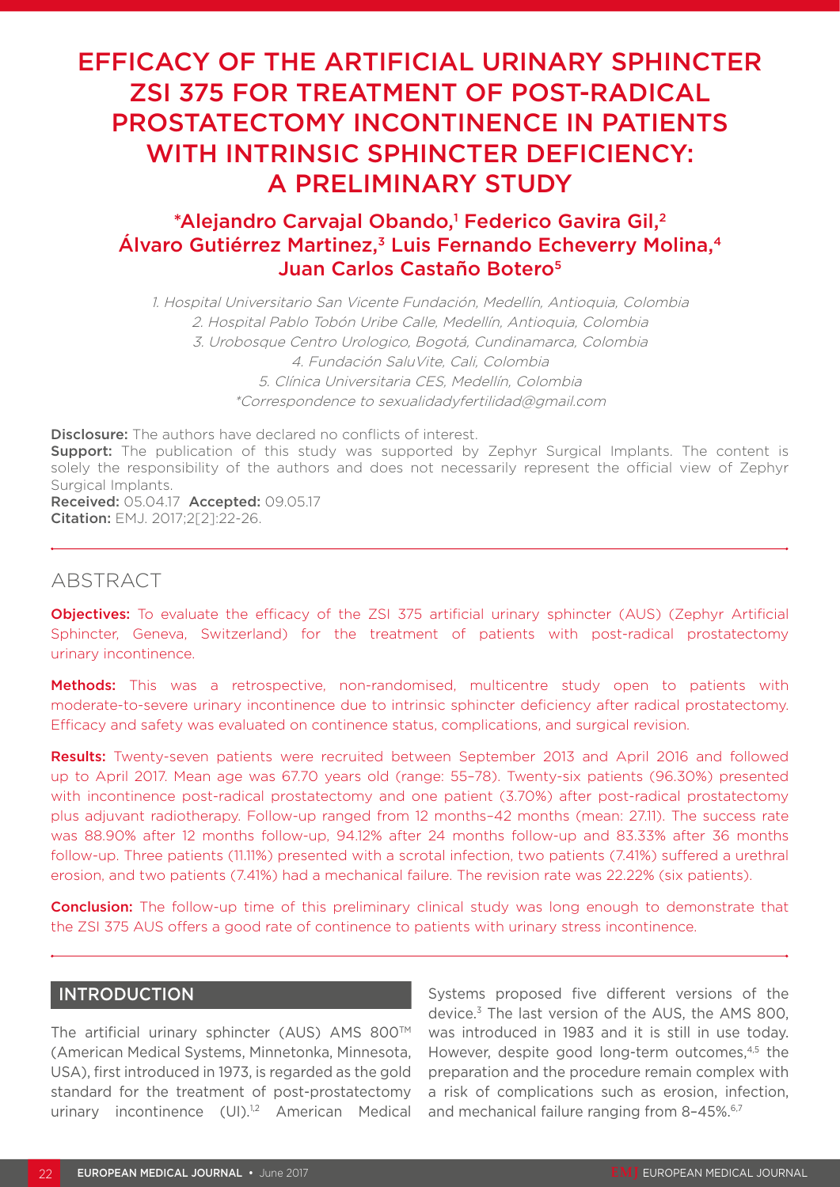# EFFICACY OF THE ARTIFICIAL URINARY SPHINCTER ZSI 375 FOR TREATMENT OF POST-RADICAL PROSTATECTOMY INCONTINENCE IN PATIENTS WITH INTRINSIC SPHINCTER DEFICIENCY: A PRELIMINARY STUDY

**\*Alejandro Carvajal Obando,[1] Federico Gavira Gil,[2] Álvaro Gutiérrez Martinez,[3] Luis Fernando Echeverry Molina,[4] Juan Carlos Castaño Botero[5]**

1. Hospital Universitario San Vicente Fundación, Medellín, Antioquia, Colombia
2. Hospital Pablo Tobón Uribe Calle, Medellín, Antioquia, Colombia
3. Urobosque Centro Urologico, Bogotá, Cundinamarca, Colombia
4. Fundación SaluVite, Cali, Colombia
5. Clínica Universitaria CES, Medellín, Colombia

\*Correspondence to sexualidadyfertilidad@gmail.com

**Disclosure:** The authors have declared no conflicts of interest.
**Support:** The publication of this study was supported by Zephyr Surgical Implants. The content is solely the responsibility of the authors and does not necessarily represent the official view of Zephyr Surgical Implants.
**Received:** 05.04.17 **Accepted:** 09.05.17
**Citation:** EMJ. 2017;2[2]:22-26.

## ABSTRACT

**Objectives:** To evaluate the efficacy of the ZSI 375 artificial urinary sphincter (AUS) (Zephyr Artificial Sphincter, Geneva, Switzerland) for the treatment of patients with post-radical prostatectomy urinary incontinence.

**Methods:** This was a retrospective, non-randomised, multicentre study open to patients with moderate-to-severe urinary incontinence due to intrinsic sphincter deficiency after radical prostatectomy. Efficacy and safety was evaluated on continence status, complications, and surgical revision.

**Results:** Twenty-seven patients were recruited between September 2013 and April 2016 and followed up to April 2017. Mean age was 67.70 years old (range: 55–78). Twenty-six patients (96.30%) presented with incontinence post-radical prostatectomy and one patient (3.70%) after post-radical prostatectomy plus adjuvant radiotherapy. Follow-up ranged from 12 months–42 months (mean: 27.11). The success rate was 88.90% after 12 months follow-up, 94.12% after 24 months follow-up and 83.33% after 36 months follow-up. Three patients (11.11%) presented with a scrotal infection, two patients (7.41%) suffered a urethral erosion, and two patients (7.41%) had a mechanical failure. The revision rate was 22.22% (six patients).

**Conclusion:** The follow-up time of this preliminary clinical study was long enough to demonstrate that the ZSI 375 AUS offers a good rate of continence to patients with urinary stress incontinence.

## INTRODUCTION

The artificial urinary sphincter (AUS) AMS 800™ (American Medical Systems, Minnetonka, Minnesota, USA), first introduced in 1973, is regarded as the gold standard for the treatment of post-prostatectomy urinary incontinence (UI).[1,2] American Medical Systems proposed five different versions of the device.[3] The last version of the AUS, the AMS 800, was introduced in 1983 and it is still in use today. However, despite good long-term outcomes,[4,5] the preparation and the procedure remain complex with a risk of complications such as erosion, infection, and mechanical failure ranging from 8–45%.[6,7]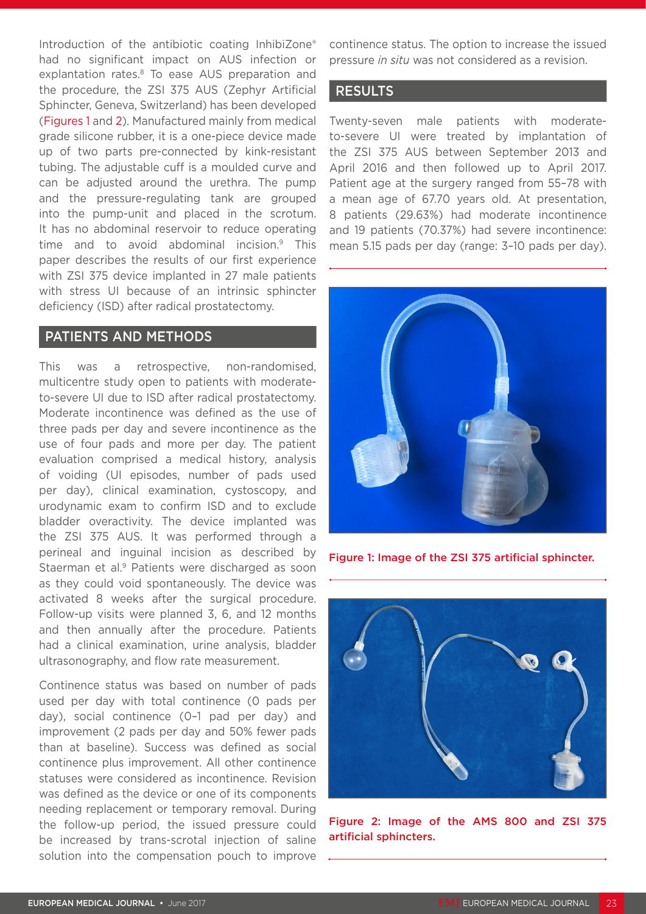Introduction of the antibiotic coating InhibiZone® had no significant impact on AUS infection or explantation rates.[8] To ease AUS preparation and the procedure, the ZSI 375 AUS (Zephyr Artificial Sphincter, Geneva, Switzerland) has been developed (Figures 1 and 2). Manufactured mainly from medical grade silicone rubber, it is a one-piece device made up of two parts pre-connected by kink-resistant tubing. The adjustable cuff is a moulded curve and can be adjusted around the urethra. The pump and the pressure-regulating tank are grouped into the pump-unit and placed in the scrotum. It has no abdominal reservoir to reduce operating time and to avoid abdominal incision.[9] This paper describes the results of our first experience with ZSI 375 device implanted in 27 male patients with stress UI because of an intrinsic sphincter deficiency (ISD) after radical prostatectomy.

## PATIENTS AND METHODS

This was a retrospective, non-randomised, multicentre study open to patients with moderate-to-severe UI due to ISD after radical prostatectomy. Moderate incontinence was defined as the use of three pads per day and severe incontinence as the use of four pads and more per day. The patient evaluation comprised a medical history, analysis of voiding (UI episodes, number of pads used per day), clinical examination, cystoscopy, and urodynamic exam to confirm ISD and to exclude bladder overactivity. The device implanted was the ZSI 375 AUS. It was performed through a perineal and inguinal incision as described by Staerman et al.[9] Patients were discharged as soon as they could void spontaneously. The device was activated 8 weeks after the surgical procedure. Follow-up visits were planned 3, 6, and 12 months and then annually after the procedure. Patients had a clinical examination, urine analysis, bladder ultrasonography, and flow rate measurement.

Continence status was based on number of pads used per day with total continence (0 pads per day), social continence (0–1 pad per day) and improvement (2 pads per day and 50% fewer pads than at baseline). Success was defined as social continence plus improvement. All other continence statuses were considered as incontinence. Revision was defined as the device or one of its components needing replacement or temporary removal. During the follow-up period, the issued pressure could be increased by trans-scrotal injection of saline solution into the compensation pouch to improve continence status. The option to increase the issued pressure *in situ* was not considered as a revision.

## RESULTS

Twenty-seven male patients with moderate-to-severe UI were treated by implantation of the ZSI 375 AUS between September 2013 and April 2016 and then followed up to April 2017. Patient age at the surgery ranged from 55–78 with a mean age of 67.70 years old. At presentation, 8 patients (29.63%) had moderate incontinence and 19 patients (70.37%) had severe incontinence: mean 5.15 pads per day (range: 3–10 pads per day).

Figure 1: Image of the ZSI 375 artificial sphincter.

Figure 2: Image of the AMS 800 and ZSI 375 artificial sphincters.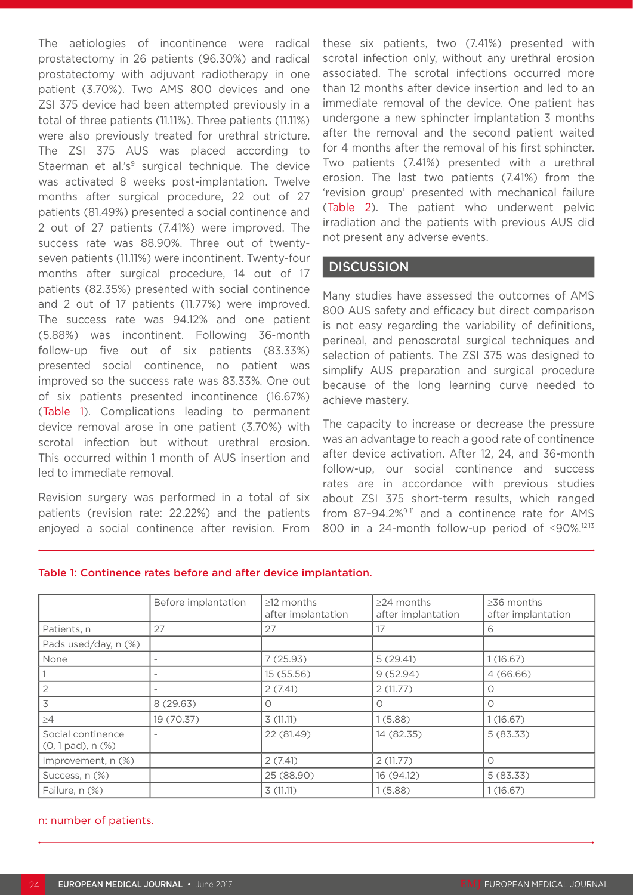The aetiologies of incontinence were radical prostatectomy in 26 patients (96.30%) and radical prostatectomy with adjuvant radiotherapy in one patient (3.70%). Two AMS 800 devices and one ZSI 375 device had been attempted previously in a total of three patients (11.11%). Three patients (11.11%) were also previously treated for urethral stricture. The ZSI 375 AUS was placed according to Staerman et al.'s[9] surgical technique. The device was activated 8 weeks post-implantation. Twelve months after surgical procedure, 22 out of 27 patients (81.49%) presented a social continence and 2 out of 27 patients (7.41%) were improved. The success rate was 88.90%. Three out of twenty-seven patients (11.11%) were incontinent. Twenty-four months after surgical procedure, 14 out of 17 patients (82.35%) presented with social continence and 2 out of 17 patients (11.77%) were improved. The success rate was 94.12% and one patient (5.88%) was incontinent. Following 36-month follow-up five out of six patients (83.33%) presented social continence, no patient was improved so the success rate was 83.33%. One out of six patients presented incontinence (16.67%) (Table 1). Complications leading to permanent device removal arose in one patient (3.70%) with scrotal infection but without urethral erosion. This occurred within 1 month of AUS insertion and led to immediate removal.

Revision surgery was performed in a total of six patients (revision rate: 22.22%) and the patients enjoyed a social continence after revision. From these six patients, two (7.41%) presented with scrotal infection only, without any urethral erosion associated. The scrotal infections occurred more than 12 months after device insertion and led to an immediate removal of the device. One patient has undergone a new sphincter implantation 3 months after the removal and the second patient waited for 4 months after the removal of his first sphincter. Two patients (7.41%) presented with a urethral erosion. The last two patients (7.41%) from the 'revision group' presented with mechanical failure (Table 2). The patient who underwent pelvic irradiation and the patients with previous AUS did not present any adverse events.

## DISCUSSION

Many studies have assessed the outcomes of AMS 800 AUS safety and efficacy but direct comparison is not easy regarding the variability of definitions, perineal, and penoscrotal surgical techniques and selection of patients. The ZSI 375 was designed to simplify AUS preparation and surgical procedure because of the long learning curve needed to achieve mastery.

The capacity to increase or decrease the pressure was an advantage to reach a good rate of continence after device activation. After 12, 24, and 36-month follow-up, our social continence and success rates are in accordance with previous studies about ZSI 375 short-term results, which ranged from 87–94.2%[9-11] and a continence rate for AMS 800 in a 24-month follow-up period of ≤90%.[12,13]

Table 1: Continence rates before and after device implantation.

| | Before implantation | ≥12 months after implantation | ≥24 months after implantation | ≥36 months after implantation |
|---|---|---|---|---|
| Patients, n | 27 | 27 | 17 | 6 |
| Pads used/day, n (%) | | | | |
| None | - | 7 (25.93) | 5 (29.41) | 1 (16.67) |
| 1 | - | 15 (55.56) | 9 (52.94) | 4 (66.66) |
| 2 | - | 2 (7.41) | 2 (11.77) | 0 |
| 3 | 8 (29.63) | 0 | 0 | 0 |
| ≥4 | 19 (70.37) | 3 (11.11) | 1 (5.88) | 1 (16.67) |
| Social continence (0, 1 pad), n (%) | - | 22 (81.49) | 14 (82.35) | 5 (83.33) |
| Improvement, n (%) | | 2 (7.41) | 2 (11.77) | 0 |
| Success, n (%) | | 25 (88.90) | 16 (94.12) | 5 (83.33) |
| Failure, n (%) | | 3 (11.11) | 1 (5.88) | 1 (16.67) |

n: number of patients.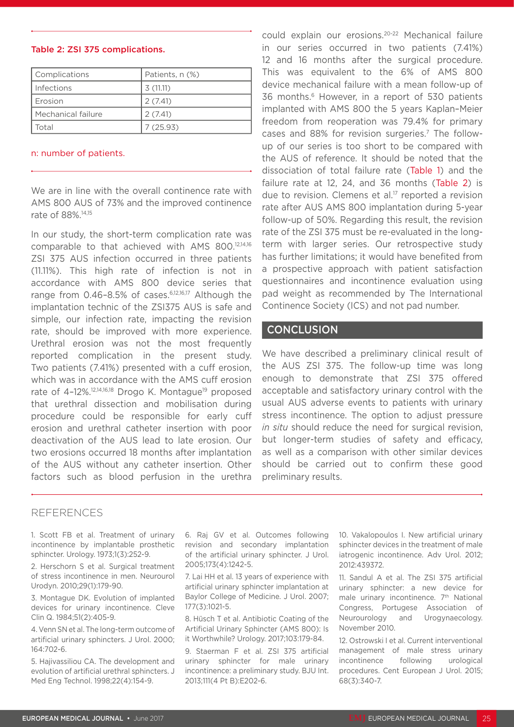**Table 2: ZSI 375 complications.**

| Complications | Patients, n (%) |
|---|---|
| Infections | 3 (11.11) |
| Erosion | 2 (7.41) |
| Mechanical failure | 2 (7.41) |
| Total | 7 (25.93) |

n: number of patients.

We are in line with the overall continence rate with AMS 800 AUS of 73% and the improved continence rate of 88%.[14,15]

In our study, the short-term complication rate was comparable to that achieved with AMS 800.[12,14,16] ZSI 375 AUS infection occurred in three patients (11.11%). This high rate of infection is not in accordance with AMS 800 device series that range from 0.46–8.5% of cases.[6,12,16,17] Although the implantation technic of the ZSI375 AUS is safe and simple, our infection rate, impacting the revision rate, should be improved with more experience. Urethral erosion was not the most frequently reported complication in the present study. Two patients (7.41%) presented with a cuff erosion, which was in accordance with the AMS cuff erosion rate of 4–12%.[12,14,16,18] Drogo K. Montague[19] proposed that urethral dissection and mobilisation during procedure could be responsible for early cuff erosion and urethral catheter insertion with poor deactivation of the AUS lead to late erosion. Our two erosions occurred 18 months after implantation of the AUS without any catheter insertion. Other factors such as blood perfusion in the urethra could explain our erosions.[20-22] Mechanical failure in our series occurred in two patients (7.41%) 12 and 16 months after the surgical procedure. This was equivalent to the 6% of AMS 800 device mechanical failure with a mean follow-up of 36 months.[6] However, in a report of 530 patients implanted with AMS 800 the 5 years Kaplan–Meier freedom from reoperation was 79.4% for primary cases and 88% for revision surgeries.[7] The follow-up of our series is too short to be compared with the AUS of reference. It should be noted that the dissociation of total failure rate (Table 1) and the failure rate at 12, 24, and 36 months (Table 2) is due to revision. Clemens et al.[17] reported a revision rate after AUS AMS 800 implantation during 5-year follow-up of 50%. Regarding this result, the revision rate of the ZSI 375 must be re-evaluated in the long-term with larger series. Our retrospective study has further limitations; it would have benefited from a prospective approach with patient satisfaction questionnaires and incontinence evaluation using pad weight as recommended by The International Continence Society (ICS) and not pad number.

## CONCLUSION

We have described a preliminary clinical result of the AUS ZSI 375. The follow-up time was long enough to demonstrate that ZSI 375 offered acceptable and satisfactory urinary control with the usual AUS adverse events to patients with urinary stress incontinence. The option to adjust pressure *in situ* should reduce the need for surgical revision, but longer-term studies of safety and efficacy, as well as a comparison with other similar devices should be carried out to confirm these good preliminary results.

## REFERENCES

1. Scott FB et al. Treatment of urinary incontinence by implantable prosthetic sphincter. Urology. 1973;1(3):252-9.

2. Herschorn S et al. Surgical treatment of stress incontinence in men. Neurourol Urodyn. 2010;29(1):179-90.

3. Montague DK. Evolution of implanted devices for urinary incontinence. Cleve Clin Q. 1984;51(2):405-9.

4. Venn SN et al. The long-term outcome of artificial urinary sphincters. J Urol. 2000; 164:702-6.

5. Hajivassiliou CA. The development and evolution of artificial urethral sphincters. J Med Eng Technol. 1998;22(4):154-9.

6. Raj GV et al. Outcomes following revision and secondary implantation of the artificial urinary sphincter. J Urol. 2005;173(4):1242-5.

7. Lai HH et al. 13 years of experience with artificial urinary sphincter implantation at Baylor College of Medicine. J Urol. 2007; 177(3):1021-5.

8. Hüsch T et al. Antibiotic Coating of the Artificial Urinary Sphincter (AMS 800): Is it Worthwhile? Urology. 2017;103:179-84.

9. Staerman F et al. ZSI 375 artificial urinary sphincter for male urinary incontinence: a preliminary study. BJU Int. 2013;111(4 Pt B):E202-6.

10. Vakalopoulos I. New artificial urinary sphincter devices in the treatment of male iatrogenic incontinence. Adv Urol. 2012; 2012:439372.

11. Sandul A et al. The ZSI 375 artificial urinary sphincter: a new device for male urinary incontinence. 7th National Congress, Portugese Association of Neurourology and Urogynaecology. November 2010.

12. Ostrowski I et al. Current interventional management of male stress urinary incontinence following urological procedures. Cent European J Urol. 2015; 68(3):340-7.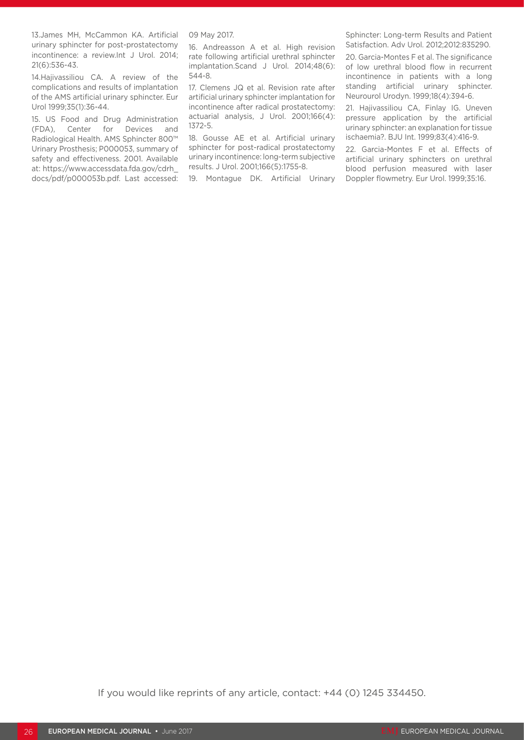13.James MH, McCammon KA. Artificial urinary sphincter for post-prostatectomy incontinence: a review.Int J Urol. 2014; 21(6):536-43.

14.Hajivassiliou CA. A review of the complications and results of implantation of the AMS artificial urinary sphincter. Eur Urol 1999;35(1):36-44.

15. US Food and Drug Administration (FDA), Center for Devices and Radiological Health. AMS Sphincter 800™ Urinary Prosthesis; P000053, summary of safety and effectiveness. 2001. Available at: https://www.accessdata.fda.gov/cdrh_docs/pdf/p000053b.pdf. Last accessed: 09 May 2017.

16. Andreasson A et al. High revision rate following artificial urethral sphincter implantation.Scand J Urol. 2014;48(6): 544-8.

17. Clemens JQ et al. Revision rate after artificial urinary sphincter implantation for incontinence after radical prostatectomy: actuarial analysis, J Urol. 2001;166(4): 1372-5.

18. Gousse AE et al. Artificial urinary sphincter for post-radical prostatectomy urinary incontinence: long-term subjective results. J Urol. 2001;166(5):1755-8.

19. Montague DK. Artificial Urinary Sphincter: Long-term Results and Patient Satisfaction. Adv Urol. 2012;2012:835290.

20. Garcia-Montes F et al. The significance of low urethral blood flow in recurrent incontinence in patients with a long standing artificial urinary sphincter. Neurourol Urodyn. 1999;18(4):394-6.

21. Hajivassiliou CA, Finlay IG. Uneven pressure application by the artificial urinary sphincter: an explanation for tissue ischaemia?. BJU Int. 1999;83(4):416-9.

22. Garcia-Montes F et al. Effects of artificial urinary sphincters on urethral blood perfusion measured with laser Doppler flowmetry. Eur Urol. 1999;35:16.

If you would like reprints of any article, contact: +44 (0) 1245 334450.